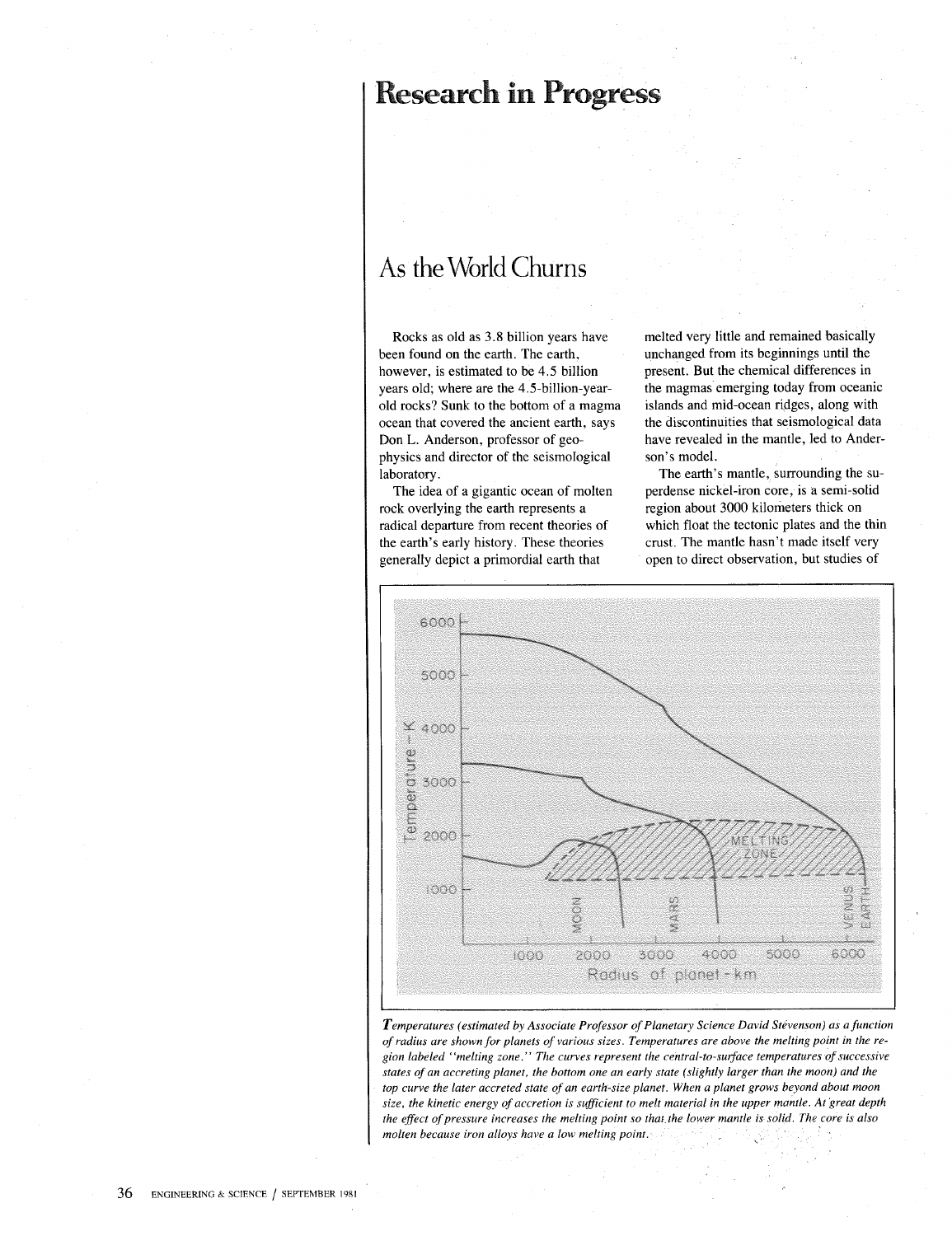# Research in Progress

## As the World Churns

Rocks as old as 3.8 billion years have been found on the earth. The earth, however, is estimated to be 4.5 billion years old; where are the 4.5-billion-year-old rocks? Sunk to the bottom of a magma ocean that covered the ancient earth, says Don L. Anderson, professor of geophysics and director of the seismological laboratory.

The idea of a gigantic ocean of molten rock overlying the earth represents a radical departure from recent theories of the earth's early history. These theories generally depict a primordial earth that melted very little and remained basically unchanged from its beginnings until the present. But the chemical differences in the magmas emerging today from oceanic islands and mid-ocean ridges, along with the discontinuities that seismological data have revealed in the mantle, led to Anderson's model.

The earth's mantle, surrounding the superdense nickel-iron core, is a semi-solid region about 3000 kilometers thick on which float the tectonic plates and the thin crust. The mantle hasn't made itself very open to direct observation, but studies of

*Temperatures (estimated by Associate Professor of Planetary Science David Stevenson) as a function of radius are shown for planets of various sizes. Temperatures are above the melting point in the region labeled "melting zone." The curves represent the central-to-surface temperatures of successive states of an accreting planet, the bottom one an early state (slightly larger than the moon) and the top curve the later accreted state of an earth-size planet. When a planet grows beyond about moon size, the kinetic energy of accretion is sufficient to melt material in the upper mantle. At great depth the effect of pressure increases the melting point so that the lower mantle is solid. The core is also molten because iron alloys have a low melting point.*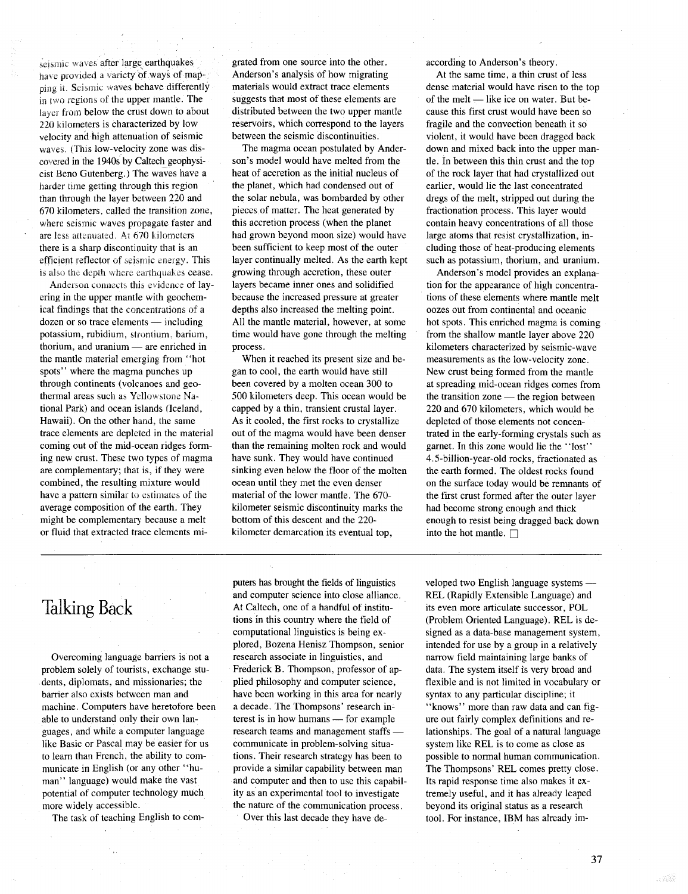seismic waves after large earthquakes have provided a variety of ways of mapping it. Seismic waves behave differently in two regions of the upper mantle. The layer from below the crust down to about 220 kilometers is characterized by low velocity and high attenuation of seismic waves. (This low-velocity zone was discovered in the 1940s by Caltech geophysicist Beno Gutenberg.) The waves have a harder time getting through this region than through the layer between 220 and 670 kilometers, called the transition zone, where seismic waves propagate faster and are less attenuated. At 670 kilometers there is a sharp discontinuity that is an efficient reflector of seismic energy. This is also the depth where earthquakes cease.

Anderson connects this evidence of layering in the upper mantle with geochemical findings that the concentrations of a dozen or so trace elements — including potassium, rubidium, strontium, barium, thorium, and uranium — are enriched in the mantle material emerging from "hot spots" where the magma punches up through continents (volcanoes and geothermal areas such as Yellowstone National Park) and ocean islands (Iceland, Hawaii). On the other hand, the same trace elements are depleted in the material coming out of the mid-ocean ridges forming new crust. These two types of magma are complementary; that is, if they were combined, the resulting mixture would have a pattern similar to estimates of the average composition of the earth. They might be complementary because a melt or fluid that extracted trace elements migrated from one source into the other. Anderson's analysis of how migrating materials would extract trace elements suggests that most of these elements are distributed between the two upper mantle reservoirs, which correspond to the layers between the seismic discontinuities.

The magma ocean postulated by Anderson's model would have melted from the heat of accretion as the initial nucleus of the planet, which had condensed out of the solar nebula, was bombarded by other pieces of matter. The heat generated by this accretion process (when the planet had grown beyond moon size) would have been sufficient to keep most of the outer layer continually melted. As the earth kept growing through accretion, these outer layers became inner ones and solidified because the increased pressure at greater depths also increased the melting point. All the mantle material, however, at some time would have gone through the melting process.

When it reached its present size and began to cool, the earth would have still been covered by a molten ocean 300 to 500 kilometers deep. This ocean would be capped by a thin, transient crustal layer. As it cooled, the first rocks to crystallize out of the magma would have been denser than the remaining molten rock and would have sunk. They would have continued sinking even below the floor of the molten ocean until they met the even denser material of the lower mantle. The 670-kilometer seismic discontinuity marks the bottom of this descent and the 220-kilometer demarcation its eventual top, according to Anderson's theory.

At the same time, a thin crust of less dense material would have risen to the top of the melt — like ice on water. But because this first crust would have been so fragile and the convection beneath it so violent, it would have been dragged back down and mixed back into the upper mantle. In between this thin crust and the top of the rock layer that had crystallized out earlier, would lie the last concentrated dregs of the melt, stripped out during the fractionation process. This layer would contain heavy concentrations of all those large atoms that resist crystallization, including those of heat-producing elements such as potassium, thorium, and uranium.

Anderson's model provides an explanation for the appearance of high concentrations of these elements where mantle melt oozes out from continental and oceanic hot spots. This enriched magma is coming from the shallow mantle layer above 220 kilometers characterized by seismic-wave measurements as the low-velocity zone. New crust being formed from the mantle at spreading mid-ocean ridges comes from the transition zone — the region between 220 and 670 kilometers, which would be depleted of those elements not concentrated in the early-forming crystals such as garnet. In this zone would lie the "lost" 4.5-billion-year-old rocks, fractionated as the earth formed. The oldest rocks found on the surface today would be remnants of the first crust formed after the outer layer had become strong enough and thick enough to resist being dragged back down into the hot mantle. □

# Talking Back

Overcoming language barriers is not a problem solely of tourists, exchange students, diplomats, and missionaries; the barrier also exists between man and machine. Computers have heretofore been able to understand only their own languages, and while a computer language like Basic or Pascal may be easier for us to learn than French, the ability to communicate in English (or any other "human" language) would make the vast potential of computer technology much more widely accessible.

The task of teaching English to computers has brought the fields of linguistics and computer science into close alliance. At Caltech, one of a handful of institutions in this country where the field of computational linguistics is being explored, Bozena Henisz Thompson, senior research associate in linguistics, and Frederick B. Thompson, professor of applied philosophy and computer science, have been working in this area for nearly a decade. The Thompsons' research interest is in how humans — for example research teams and management staffs — communicate in problem-solving situations. Their research strategy has been to provide a similar capability between man and computer and then to use this capability as an experimental tool to investigate the nature of the communication process.

Over this last decade they have developed two English language systems — REL (Rapidly Extensible Language) and its even more articulate successor, POL (Problem Oriented Language). REL is designed as a data-base management system, intended for use by a group in a relatively narrow field maintaining large banks of data. The system itself is very broad and flexible and is not limited in vocabulary or syntax to any particular discipline; it "knows" more than raw data and can figure out fairly complex definitions and relationships. The goal of a natural language system like REL is to come as close as possible to normal human communication. The Thompsons' REL comes pretty close. Its rapid response time also makes it extremely useful, and it has already leaped beyond its original status as a research tool. For instance, IBM has already im-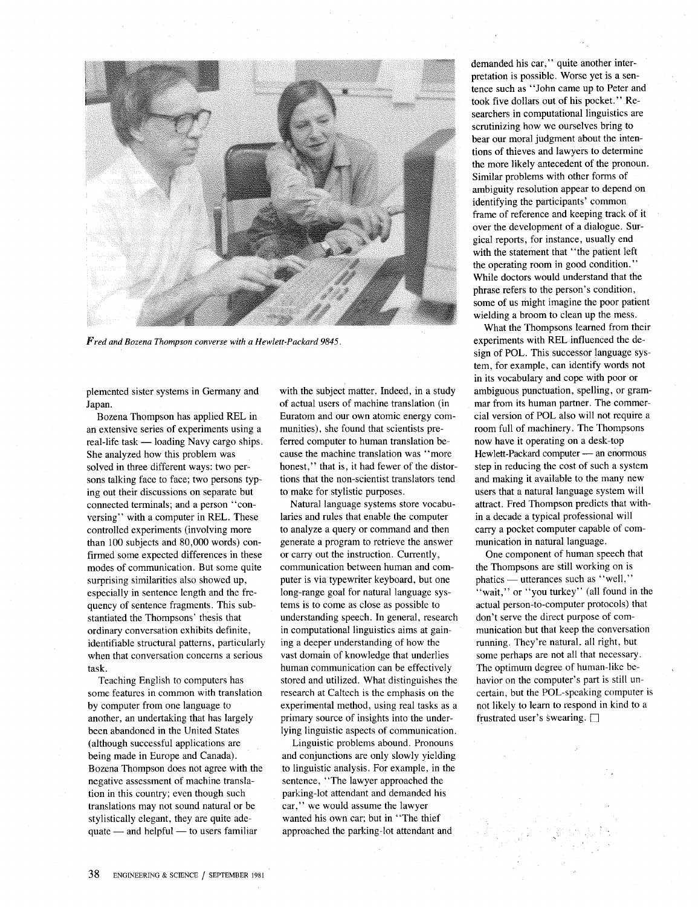*Fred and Bozena Thompson converse with a Hewlett-Packard 9845.*

plemented sister systems in Germany and Japan.

Bozena Thompson has applied REL in an extensive series of experiments using a real-life task — loading Navy cargo ships. She analyzed how this problem was solved in three different ways: two persons talking face to face; two persons typing out their discussions on separate but connected terminals; and a person "conversing" with a computer in REL. These controlled experiments (involving more than 100 subjects and 80,000 words) confirmed some expected differences in these modes of communication. But some quite surprising similarities also showed up, especially in sentence length and the frequency of sentence fragments. This substantiated the Thompsons' thesis that ordinary conversation exhibits definite, identifiable structural patterns, particularly when that conversation concerns a serious task.

Teaching English to computers has some features in common with translation by computer from one language to another, an undertaking that has largely been abandoned in the United States (although successful applications are being made in Europe and Canada). Bozena Thompson does not agree with the negative assessment of machine translation in this country; even though such translations may not sound natural or be stylistically elegant, they are quite adequate — and helpful — to users familiar with the subject matter. Indeed, in a study of actual users of machine translation (in Euratom and our own atomic energy communities), she found that scientists preferred computer to human translation because the machine translation was "more honest," that is, it had fewer of the distortions that the non-scientist translators tend to make for stylistic purposes.

Natural language systems store vocabularies and rules that enable the computer to analyze a query or command and then generate a program to retrieve the answer or carry out the instruction. Currently, communication between human and computer is via typewriter keyboard, but one long-range goal for natural language systems is to come as close as possible to understanding speech. In general, research in computational linguistics aims at gaining a deeper understanding of how the vast domain of knowledge that underlies human communication can be effectively stored and utilized. What distinguishes the research at Caltech is the emphasis on the experimental method, using real tasks as a primary source of insights into the underlying linguistic aspects of communication.

Linguistic problems abound. Pronouns and conjunctions are only slowly yielding to linguistic analysis. For example, in the sentence, "The lawyer approached the parking-lot attendant and demanded his car," we would assume the lawyer wanted his own car; but in "The thief approached the parking-lot attendant and demanded his car," quite another interpretation is possible. Worse yet is a sentence such as "John came up to Peter and took five dollars out of his pocket." Researchers in computational linguistics are scrutinizing how we ourselves bring to bear our moral judgment about the intentions of thieves and lawyers to determine the more likely antecedent of the pronoun. Similar problems with other forms of ambiguity resolution appear to depend on identifying the participants' common frame of reference and keeping track of it over the development of a dialogue. Surgical reports, for instance, usually end with the statement that "the patient left the operating room in good condition." While doctors would understand that the phrase refers to the person's condition, some of us might imagine the poor patient wielding a broom to clean up the mess.

What the Thompsons learned from their experiments with REL influenced the design of POL. This successor language system, for example, can identify words not in its vocabulary and cope with poor or ambiguous punctuation, spelling, or grammar from its human partner. The commercial version of POL also will not require a room full of machinery. The Thompsons now have it operating on a desk-top Hewlett-Packard computer — an enormous step in reducing the cost of such a system and making it available to the many new users that a natural language system will attract. Fred Thompson predicts that within a decade a typical professional will carry a pocket computer capable of communication in natural language.

One component of human speech that the Thompsons are still working on is phatics — utterances such as "well," "wait," or "you turkey" (all found in the actual person-to-computer protocols) that don't serve the direct purpose of communication but that keep the conversation running. They're natural, all right, but some perhaps are not all that necessary. The optimum degree of human-like behavior on the computer's part is still uncertain, but the POL-speaking computer is not likely to learn to respond in kind to a frustrated user's swearing. □